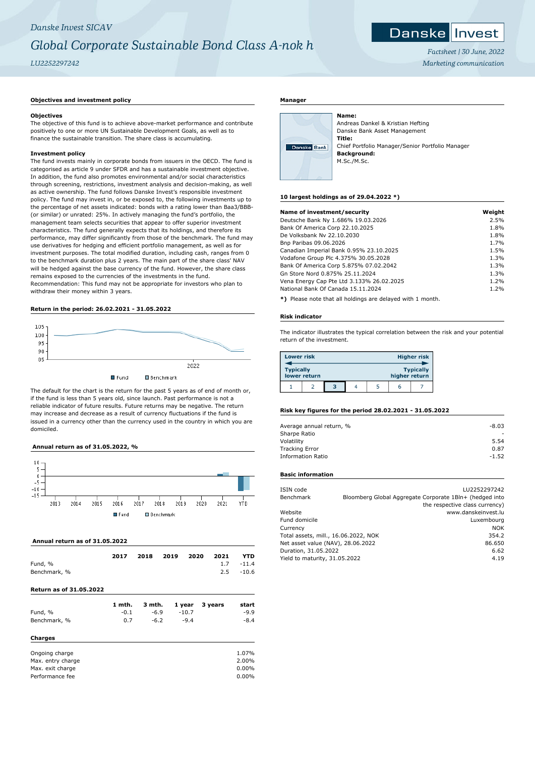*Danske Invest SICAV*

# *Global Corporate Sustainable Bond Class A-nok h*

*LU2252297242*

*Factsheet | 30 June, 2022*

*Marketing communication*

### Objectives and investment policy

**Objectives**

The objective of this fund is to achieve above-market performance and contribute positively to one or more UN Sustainable Development Goals, as well as to finance the sustainable transition. The share class is accumulating.

**Investment policy**

The fund invests mainly in corporate bonds from issuers in the OECD. The fund is categorised as article 9 under SFDR and has a sustainable investment objective. In addition, the fund also promotes environmental and/or social characteristics through screening, restrictions, investment analysis and decision-making, as well as active ownership. The fund follows Danske Invest's responsible investment policy. The fund may invest in, or be exposed to, the following investments up to the percentage of net assets indicated: bonds with a rating lower than Baa3/BBB- (or similar) or unrated: 25%. In actively managing the fund's portfolio, the management team selects securities that appear to offer superior investment characteristics. The fund generally expects that its holdings, and therefore its performance, may differ significantly from those of the benchmark. The fund may use derivatives for hedging and efficient portfolio management, as well as for investment purposes. The total modified duration, including cash, ranges from 0 to the benchmark duration plus 2 years. The main part of the share class' NAV will be hedged against the base currency of the fund. However, the share class remains exposed to the currencies of the investments in the fund.
Recommendation: This fund may not be appropriate for investors who plan to withdraw their money within 3 years.

### Return in the period: 26.02.2021 - 31.05.2022

The default for the chart is the return for the past 5 years as of end of month or, if the fund is less than 5 years old, since launch. Past performance is not a reliable indicator of future results. Future returns may be negative. The return may increase and decrease as a result of currency fluctuations if the fund is issued in a currency other than the currency used in the country in which you are domiciled.

### Annual return as of 31.05.2022, %

### Annual return as of 31.05.2022

| | 2017 | 2018 | 2019 | 2020 | 2021 | YTD |
|---|---|---|---|---|---|---|
| Fund, % | | | | | 1.7 | -11.4 |
| Benchmark, % | | | | | 2.5 | -10.6 |

### Return as of 31.05.2022

| | 1 mth. | 3 mth. | 1 year | 3 years | start |
|---|---|---|---|---|---|
| Fund, % | -0.1 | -6.9 | -10.7 | | -9.9 |
| Benchmark, % | 0.7 | -6.2 | -9.4 | | -8.4 |

### Charges

| | |
|---|---|
| Ongoing charge | 1.07% |
| Max. entry charge | 2.00% |
| Max. exit charge | 0.00% |
| Performance fee | 0.00% |

### Manager

**Name:**
Andreas Dankel & Kristian Hefting
Danske Bank Asset Management
**Title:**
Chief Portfolio Manager/Senior Portfolio Manager
**Background:**
M.Sc./M.Sc.

### 10 largest holdings as of 29.04.2022 *)

| Name of investment/security | Weight |
|---|---|
| Deutsche Bank Ny 1.686% 19.03.2026 | 2.5% |
| Bank Of America Corp 22.10.2025 | 1.8% |
| De Volksbank Nv 22.10.2030 | 1.8% |
| Bnp Paribas 09.06.2026 | 1.7% |
| Canadian Imperial Bank 0.95% 23.10.2025 | 1.5% |
| Vodafone Group Plc 4.375% 30.05.2028 | 1.3% |
| Bank Of America Corp 5.875% 07.02.2042 | 1.3% |
| Gn Store Nord 0.875% 25.11.2024 | 1.3% |
| Vena Energy Cap Pte Ltd 3.133% 26.02.2025 | 1.2% |
| National Bank Of Canada 15.11.2024 | 1.2% |

**\*)** Please note that all holdings are delayed with 1 month.

### Risk indicator

The indicator illustrates the typical correlation between the risk and your potential return of the investment.

Lower risk — Higher risk
Typically lower return — Typically higher return

| 1 | 2 | **3** | 4 | 5 | 6 | 7 |
|---|---|---|---|---|---|---|

### Risk key figures for the period 28.02.2021 - 31.05.2022

| | |
|---|---|
| Average annual return, % | -8.03 |
| Sharpe Ratio | - |
| Volatility | 5.54 |
| Tracking Error | 0.87 |
| Information Ratio | -1.52 |

### Basic information

| | |
|---|---|
| ISIN code | LU2252297242 |
| Benchmark | Bloomberg Global Aggregate Corporate 1Bln+ (hedged into the respective class currency) |
| Website | www.danskeinvest.lu |
| Fund domicile | Luxembourg |
| Currency | NOK |
| Total assets, mill., 16.06.2022, NOK | 354.2 |
| Net asset value (NAV), 28.06.2022 | 86.650 |
| Duration, 31.05.2022 | 6.62 |
| Yield to maturity, 31.05.2022 | 4.19 |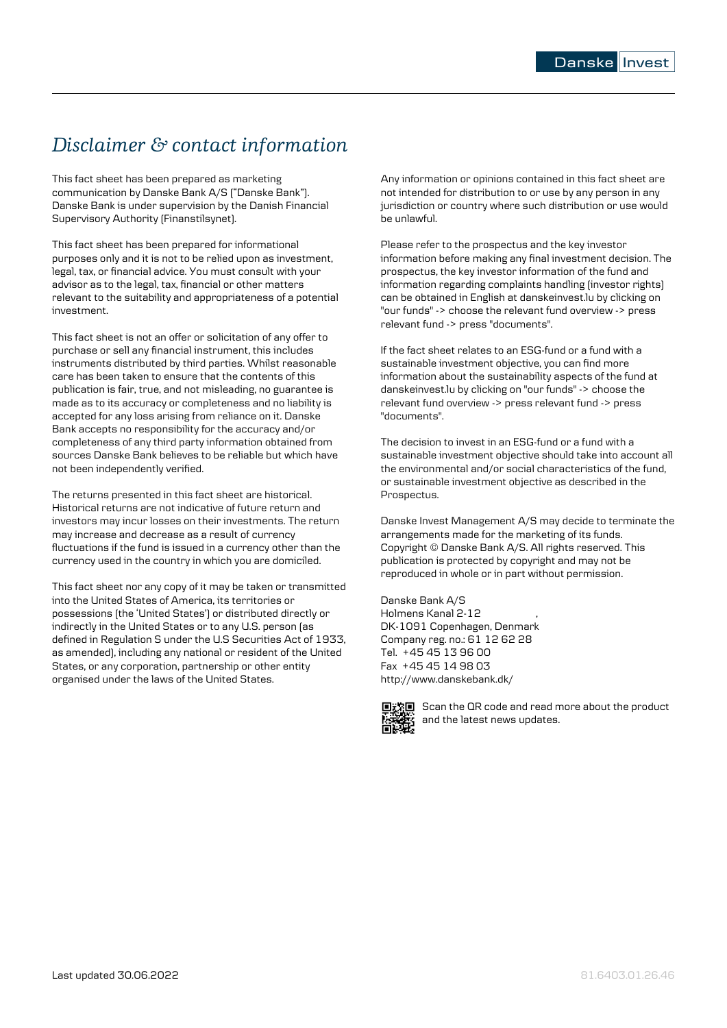# *Disclaimer & contact information*

This fact sheet has been prepared as marketing communication by Danske Bank A/S ("Danske Bank"). Danske Bank is under supervision by the Danish Financial Supervisory Authority (Finanstilsynet).

This fact sheet has been prepared for informational purposes only and it is not to be relied upon as investment, legal, tax, or financial advice. You must consult with your advisor as to the legal, tax, financial or other matters relevant to the suitability and appropriateness of a potential investment.

This fact sheet is not an offer or solicitation of any offer to purchase or sell any financial instrument, this includes instruments distributed by third parties. Whilst reasonable care has been taken to ensure that the contents of this publication is fair, true, and not misleading, no guarantee is made as to its accuracy or completeness and no liability is accepted for any loss arising from reliance on it. Danske Bank accepts no responsibility for the accuracy and/or completeness of any third party information obtained from sources Danske Bank believes to be reliable but which have not been independently verified.

The returns presented in this fact sheet are historical. Historical returns are not indicative of future return and investors may incur losses on their investments. The return may increase and decrease as a result of currency fluctuations if the fund is issued in a currency other than the currency used in the country in which you are domiciled.

This fact sheet nor any copy of it may be taken or transmitted into the United States of America, its territories or possessions (the 'United States') or distributed directly or indirectly in the United States or to any U.S. person (as defined in Regulation S under the U.S Securities Act of 1933, as amended), including any national or resident of the United States, or any corporation, partnership or other entity organised under the laws of the United States.

Any information or opinions contained in this fact sheet are not intended for distribution to or use by any person in any jurisdiction or country where such distribution or use would be unlawful.

Please refer to the prospectus and the key investor information before making any final investment decision. The prospectus, the key investor information of the fund and information regarding complaints handling (investor rights) can be obtained in English at danskeinvest.lu by clicking on "our funds" -> choose the relevant fund overview -> press relevant fund -> press "documents".

If the fact sheet relates to an ESG-fund or a fund with a sustainable investment objective, you can find more information about the sustainability aspects of the fund at danskeinvest.lu by clicking on "our funds" -> choose the relevant fund overview -> press relevant fund -> press "documents".

The decision to invest in an ESG-fund or a fund with a sustainable investment objective should take into account all the environmental and/or social characteristics of the fund, or sustainable investment objective as described in the Prospectus.

Danske Invest Management A/S may decide to terminate the arrangements made for the marketing of its funds.
Copyright © Danske Bank A/S. All rights reserved. This publication is protected by copyright and may not be reproduced in whole or in part without permission.

Danske Bank A/S
Holmens Kanal 2-12
DK-1091 Copenhagen, Denmark
Company reg. no.: 61 12 62 28
Tel. +45 45 13 96 00
Fax +45 45 14 98 03
http://www.danskebank.dk/

Scan the QR code and read more about the product and the latest news updates.

Last updated 30.06.2022

81.6403.01.26.46